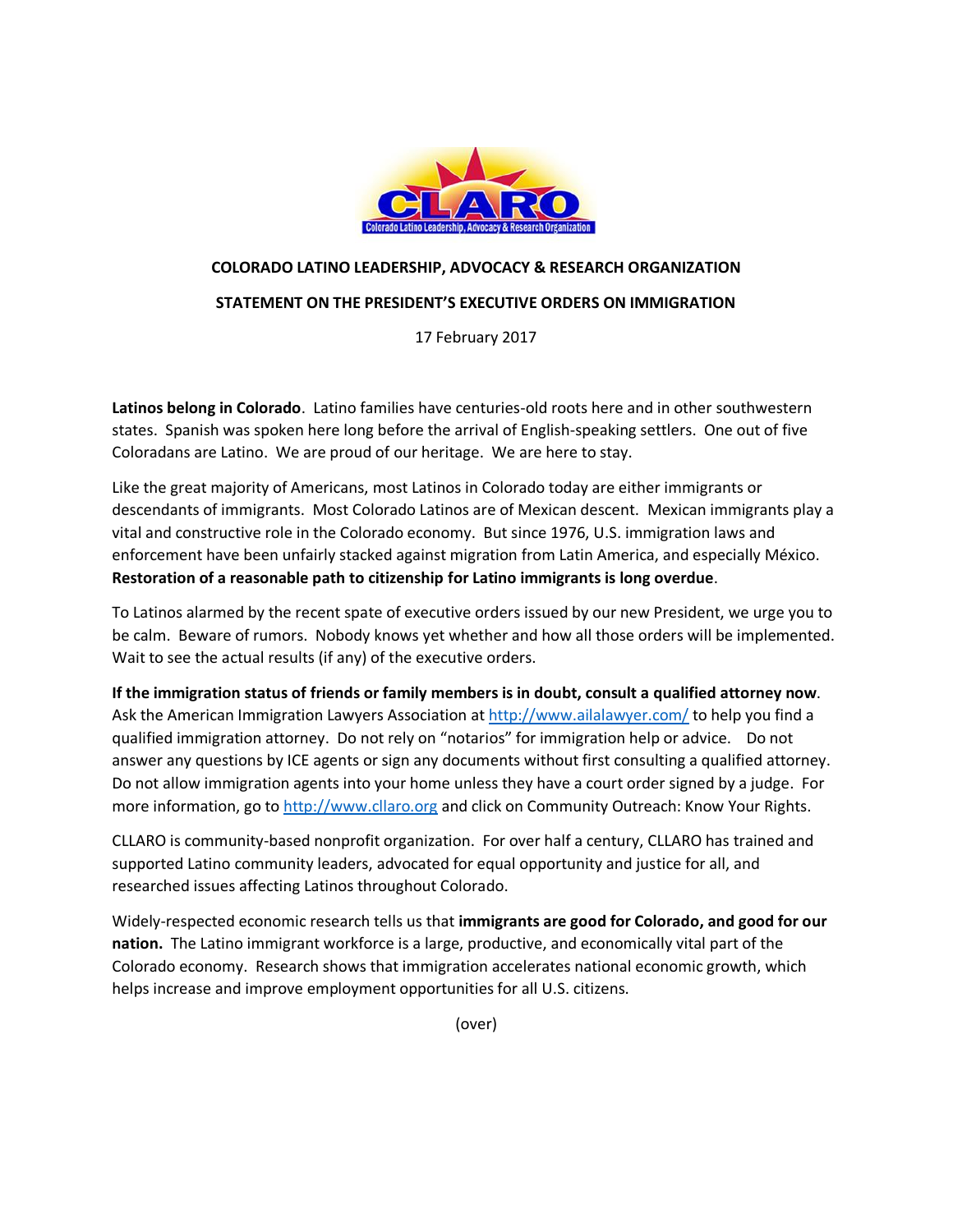CLARO

Colorado Latino Leadership, Advocacy & Research Organization

**COLORADO LATINO LEADERSHIP, ADVOCACY & RESEARCH ORGANIZATION**

**STATEMENT ON THE PRESIDENT'S EXECUTIVE ORDERS ON IMMIGRATION**

17 February 2017

**Latinos belong in Colorado**. Latino families have centuries-old roots here and in other southwestern states. Spanish was spoken here long before the arrival of English-speaking settlers. One out of five Coloradans are Latino. We are proud of our heritage. We are here to stay.

Like the great majority of Americans, most Latinos in Colorado today are either immigrants or descendants of immigrants. Most Colorado Latinos are of Mexican descent. Mexican immigrants play a vital and constructive role in the Colorado economy. But since 1976, U.S. immigration laws and enforcement have been unfairly stacked against migration from Latin America, and especially México. **Restoration of a reasonable path to citizenship for Latino immigrants is long overdue**.

To Latinos alarmed by the recent spate of executive orders issued by our new President, we urge you to be calm. Beware of rumors. Nobody knows yet whether and how all those orders will be implemented. Wait to see the actual results (if any) of the executive orders.

**If the immigration status of friends or family members is in doubt, consult a qualified attorney now**. Ask the American Immigration Lawyers Association at http://www.ailalawyer.com/ to help you find a qualified immigration attorney. Do not rely on "notarios" for immigration help or advice. Do not answer any questions by ICE agents or sign any documents without first consulting a qualified attorney. Do not allow immigration agents into your home unless they have a court order signed by a judge. For more information, go to http://www.cllaro.org and click on Community Outreach: Know Your Rights.

CLLARO is community-based nonprofit organization. For over half a century, CLLARO has trained and supported Latino community leaders, advocated for equal opportunity and justice for all, and researched issues affecting Latinos throughout Colorado.

Widely-respected economic research tells us that **immigrants are good for Colorado, and good for our nation.** The Latino immigrant workforce is a large, productive, and economically vital part of the Colorado economy. Research shows that immigration accelerates national economic growth, which helps increase and improve employment opportunities for all U.S. citizens.

(over)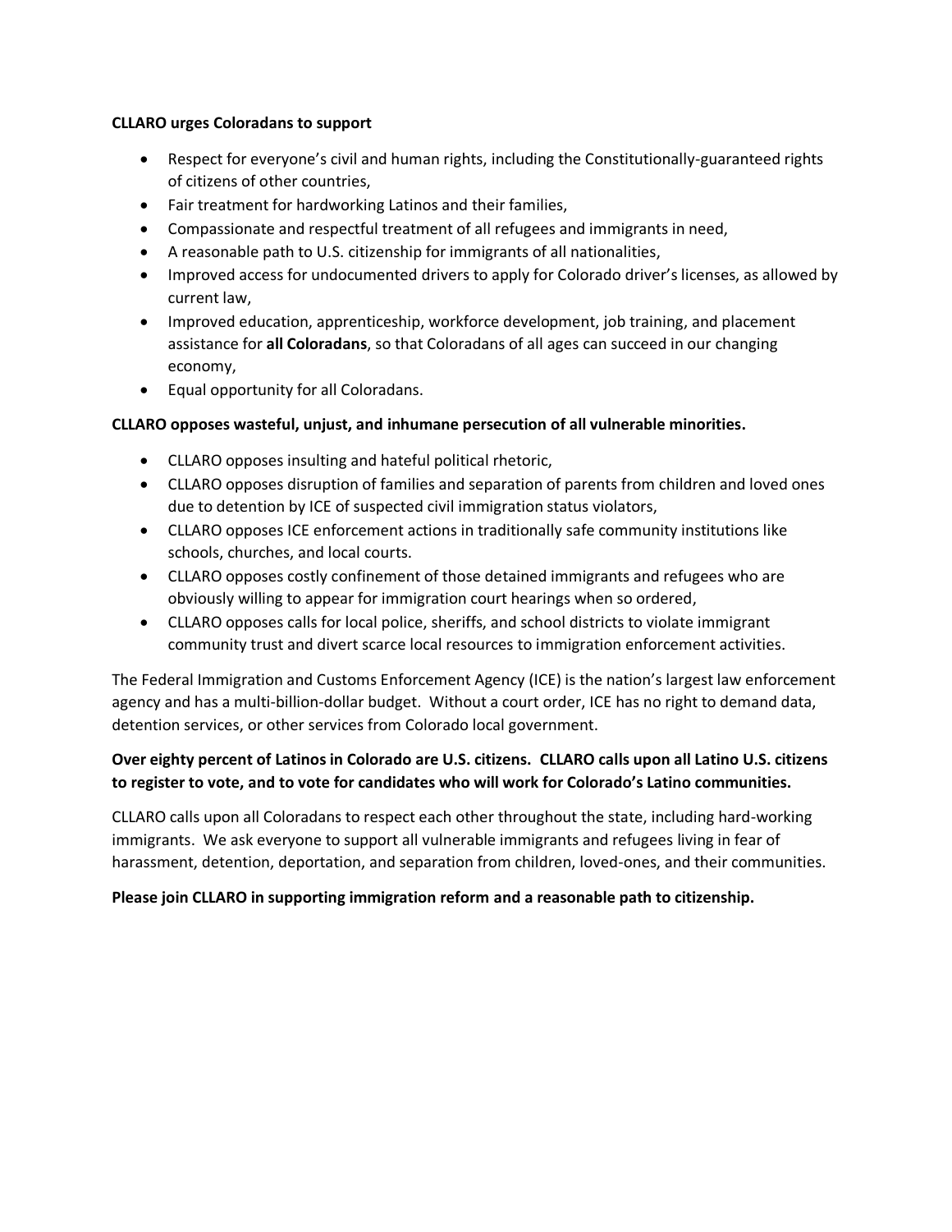**CLLARO urges Coloradans to support**

- Respect for everyone's civil and human rights, including the Constitutionally-guaranteed rights of citizens of other countries,
- Fair treatment for hardworking Latinos and their families,
- Compassionate and respectful treatment of all refugees and immigrants in need,
- A reasonable path to U.S. citizenship for immigrants of all nationalities,
- Improved access for undocumented drivers to apply for Colorado driver's licenses, as allowed by current law,
- Improved education, apprenticeship, workforce development, job training, and placement assistance for **all Coloradans**, so that Coloradans of all ages can succeed in our changing economy,
- Equal opportunity for all Coloradans.

**CLLARO opposes wasteful, unjust, and inhumane persecution of all vulnerable minorities.**

- CLLARO opposes insulting and hateful political rhetoric,
- CLLARO opposes disruption of families and separation of parents from children and loved ones due to detention by ICE of suspected civil immigration status violators,
- CLLARO opposes ICE enforcement actions in traditionally safe community institutions like schools, churches, and local courts.
- CLLARO opposes costly confinement of those detained immigrants and refugees who are obviously willing to appear for immigration court hearings when so ordered,
- CLLARO opposes calls for local police, sheriffs, and school districts to violate immigrant community trust and divert scarce local resources to immigration enforcement activities.

The Federal Immigration and Customs Enforcement Agency (ICE) is the nation's largest law enforcement agency and has a multi-billion-dollar budget. Without a court order, ICE has no right to demand data, detention services, or other services from Colorado local government.

**Over eighty percent of Latinos in Colorado are U.S. citizens. CLLARO calls upon all Latino U.S. citizens to register to vote, and to vote for candidates who will work for Colorado's Latino communities.**

CLLARO calls upon all Coloradans to respect each other throughout the state, including hard-working immigrants. We ask everyone to support all vulnerable immigrants and refugees living in fear of harassment, detention, deportation, and separation from children, loved-ones, and their communities.

**Please join CLLARO in supporting immigration reform and a reasonable path to citizenship.**